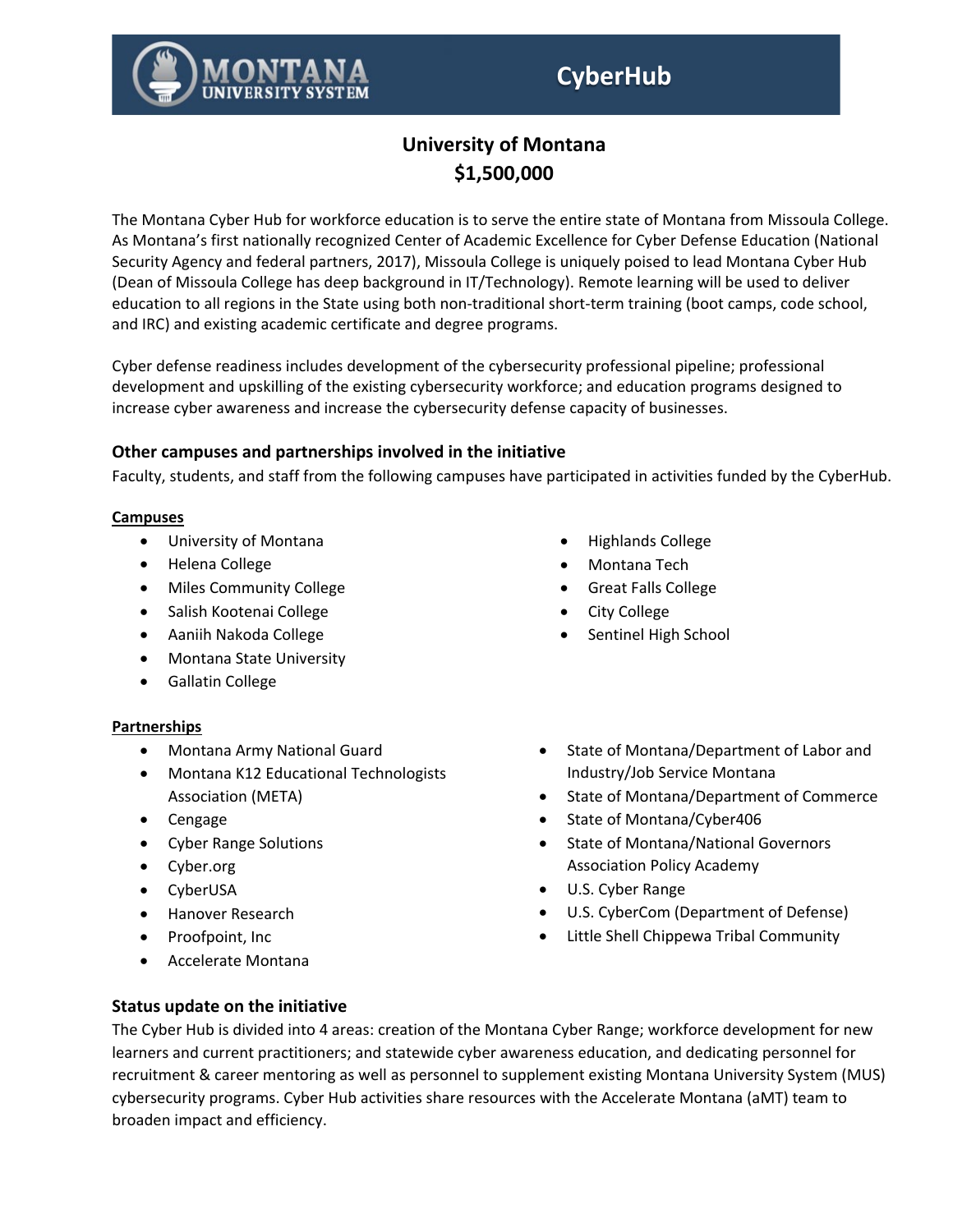# CyberHub

## University of Montana
## $1,500,000

The Montana Cyber Hub for workforce education is to serve the entire state of Montana from Missoula College. As Montana's first nationally recognized Center of Academic Excellence for Cyber Defense Education (National Security Agency and federal partners, 2017), Missoula College is uniquely poised to lead Montana Cyber Hub (Dean of Missoula College has deep background in IT/Technology). Remote learning will be used to deliver education to all regions in the State using both non-traditional short-term training (boot camps, code school, and IRC) and existing academic certificate and degree programs.

Cyber defense readiness includes development of the cybersecurity professional pipeline; professional development and upskilling of the existing cybersecurity workforce; and education programs designed to increase cyber awareness and increase the cybersecurity defense capacity of businesses.

### Other campuses and partnerships involved in the initiative

Faculty, students, and staff from the following campuses have participated in activities funded by the CyberHub.

**Campuses**

- University of Montana
- Helena College
- Miles Community College
- Salish Kootenai College
- Aaniih Nakoda College
- Montana State University
- Gallatin College
- Highlands College
- Montana Tech
- Great Falls College
- City College
- Sentinel High School

**Partnerships**

- Montana Army National Guard
- Montana K12 Educational Technologists Association (META)
- Cengage
- Cyber Range Solutions
- Cyber.org
- CyberUSA
- Hanover Research
- Proofpoint, Inc
- Accelerate Montana
- State of Montana/Department of Labor and Industry/Job Service Montana
- State of Montana/Department of Commerce
- State of Montana/Cyber406
- State of Montana/National Governors Association Policy Academy
- U.S. Cyber Range
- U.S. CyberCom (Department of Defense)
- Little Shell Chippewa Tribal Community

### Status update on the initiative

The Cyber Hub is divided into 4 areas: creation of the Montana Cyber Range; workforce development for new learners and current practitioners; and statewide cyber awareness education, and dedicating personnel for recruitment & career mentoring as well as personnel to supplement existing Montana University System (MUS) cybersecurity programs. Cyber Hub activities share resources with the Accelerate Montana (aMT) team to broaden impact and efficiency.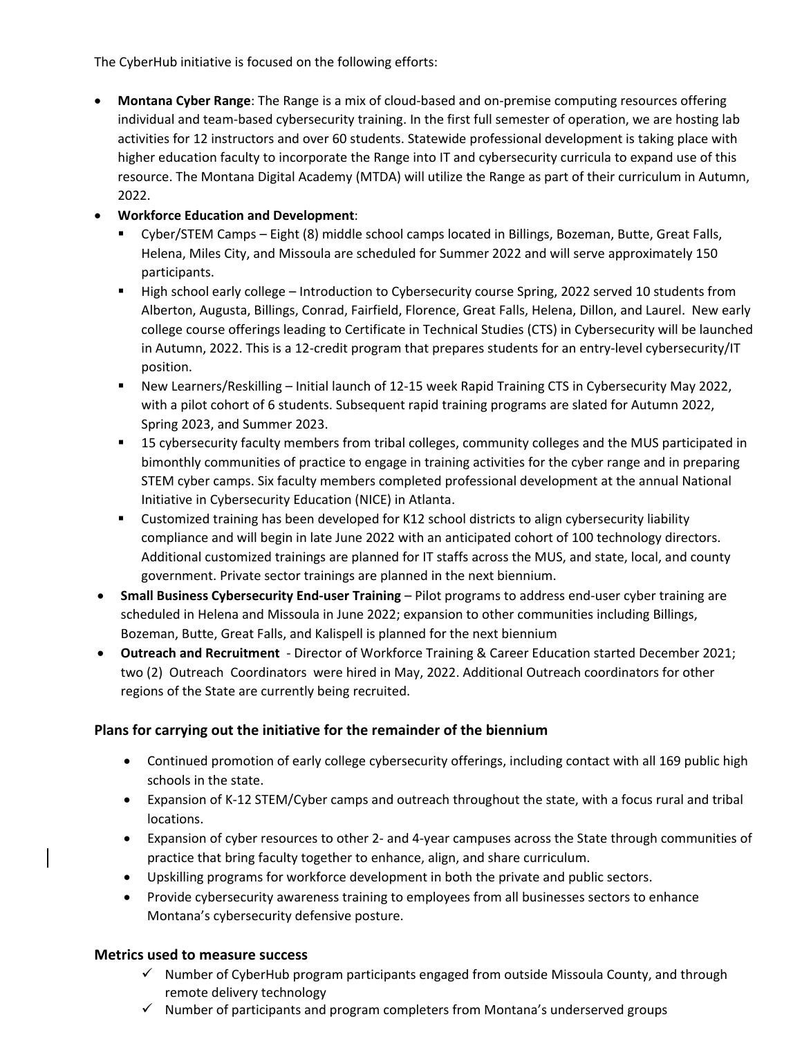The CyberHub initiative is focused on the following efforts:

- **Montana Cyber Range**: The Range is a mix of cloud-based and on-premise computing resources offering individual and team-based cybersecurity training. In the first full semester of operation, we are hosting lab activities for 12 instructors and over 60 students. Statewide professional development is taking place with higher education faculty to incorporate the Range into IT and cybersecurity curricula to expand use of this resource. The Montana Digital Academy (MTDA) will utilize the Range as part of their curriculum in Autumn, 2022.
- **Workforce Education and Development**:
  - Cyber/STEM Camps – Eight (8) middle school camps located in Billings, Bozeman, Butte, Great Falls, Helena, Miles City, and Missoula are scheduled for Summer 2022 and will serve approximately 150 participants.
  - High school early college – Introduction to Cybersecurity course Spring, 2022 served 10 students from Alberton, Augusta, Billings, Conrad, Fairfield, Florence, Great Falls, Helena, Dillon, and Laurel. New early college course offerings leading to Certificate in Technical Studies (CTS) in Cybersecurity will be launched in Autumn, 2022. This is a 12-credit program that prepares students for an entry-level cybersecurity/IT position.
  - New Learners/Reskilling – Initial launch of 12-15 week Rapid Training CTS in Cybersecurity May 2022, with a pilot cohort of 6 students. Subsequent rapid training programs are slated for Autumn 2022, Spring 2023, and Summer 2023.
  - 15 cybersecurity faculty members from tribal colleges, community colleges and the MUS participated in bimonthly communities of practice to engage in training activities for the cyber range and in preparing STEM cyber camps. Six faculty members completed professional development at the annual National Initiative in Cybersecurity Education (NICE) in Atlanta.
  - Customized training has been developed for K12 school districts to align cybersecurity liability compliance and will begin in late June 2022 with an anticipated cohort of 100 technology directors. Additional customized trainings are planned for IT staffs across the MUS, and state, local, and county government. Private sector trainings are planned in the next biennium.
- **Small Business Cybersecurity End-user Training** – Pilot programs to address end-user cyber training are scheduled in Helena and Missoula in June 2022; expansion to other communities including Billings, Bozeman, Butte, Great Falls, and Kalispell is planned for the next biennium
- **Outreach and Recruitment** - Director of Workforce Training & Career Education started December 2021; two (2) Outreach Coordinators were hired in May, 2022. Additional Outreach coordinators for other regions of the State are currently being recruited.

### Plans for carrying out the initiative for the remainder of the biennium

- Continued promotion of early college cybersecurity offerings, including contact with all 169 public high schools in the state.
- Expansion of K-12 STEM/Cyber camps and outreach throughout the state, with a focus rural and tribal locations.
- Expansion of cyber resources to other 2- and 4-year campuses across the State through communities of practice that bring faculty together to enhance, align, and share curriculum.
- Upskilling programs for workforce development in both the private and public sectors.
- Provide cybersecurity awareness training to employees from all businesses sectors to enhance Montana's cybersecurity defensive posture.

### Metrics used to measure success

- ✓ Number of CyberHub program participants engaged from outside Missoula County, and through remote delivery technology
- ✓ Number of participants and program completers from Montana's underserved groups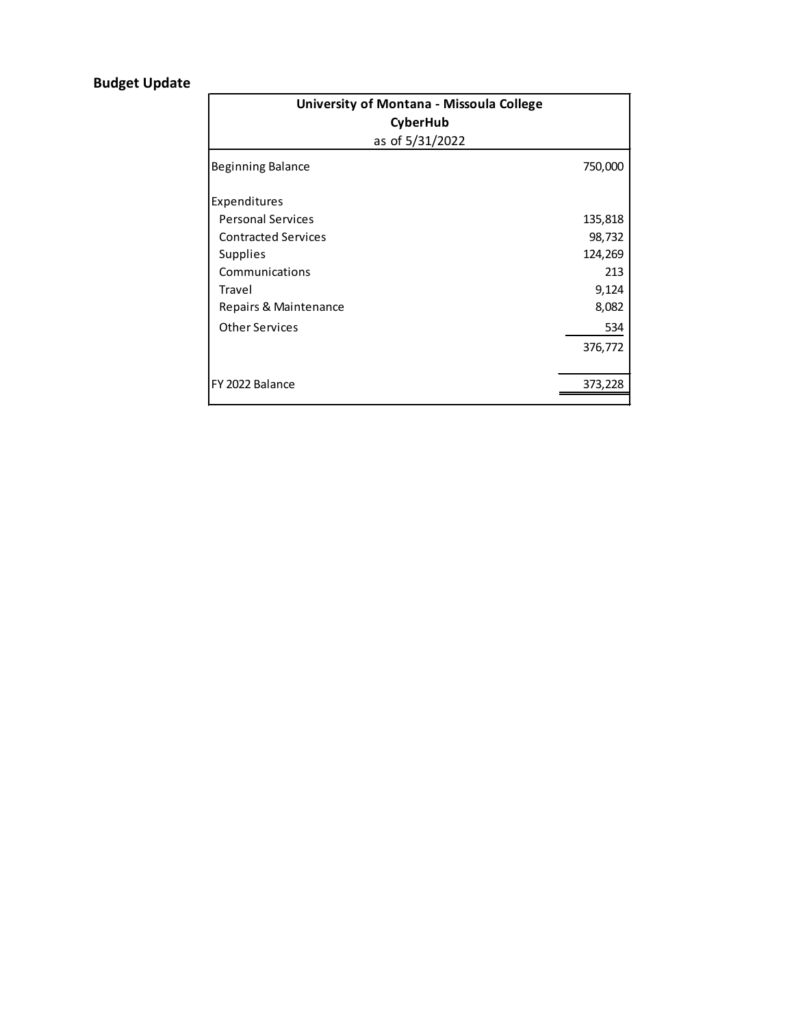## Budget Update

| University of Montana - Missoula College<br>CyberHub<br>as of 5/31/2022 | |
|---|---|
| Beginning Balance | 750,000 |
| | |
| Expenditures | |
| Personal Services | 135,818 |
| Contracted Services | 98,732 |
| Supplies | 124,269 |
| Communications | 213 |
| Travel | 9,124 |
| Repairs & Maintenance | 8,082 |
| Other Services | 534 |
| | 376,772 |
| | |
| FY 2022 Balance | 373,228 |